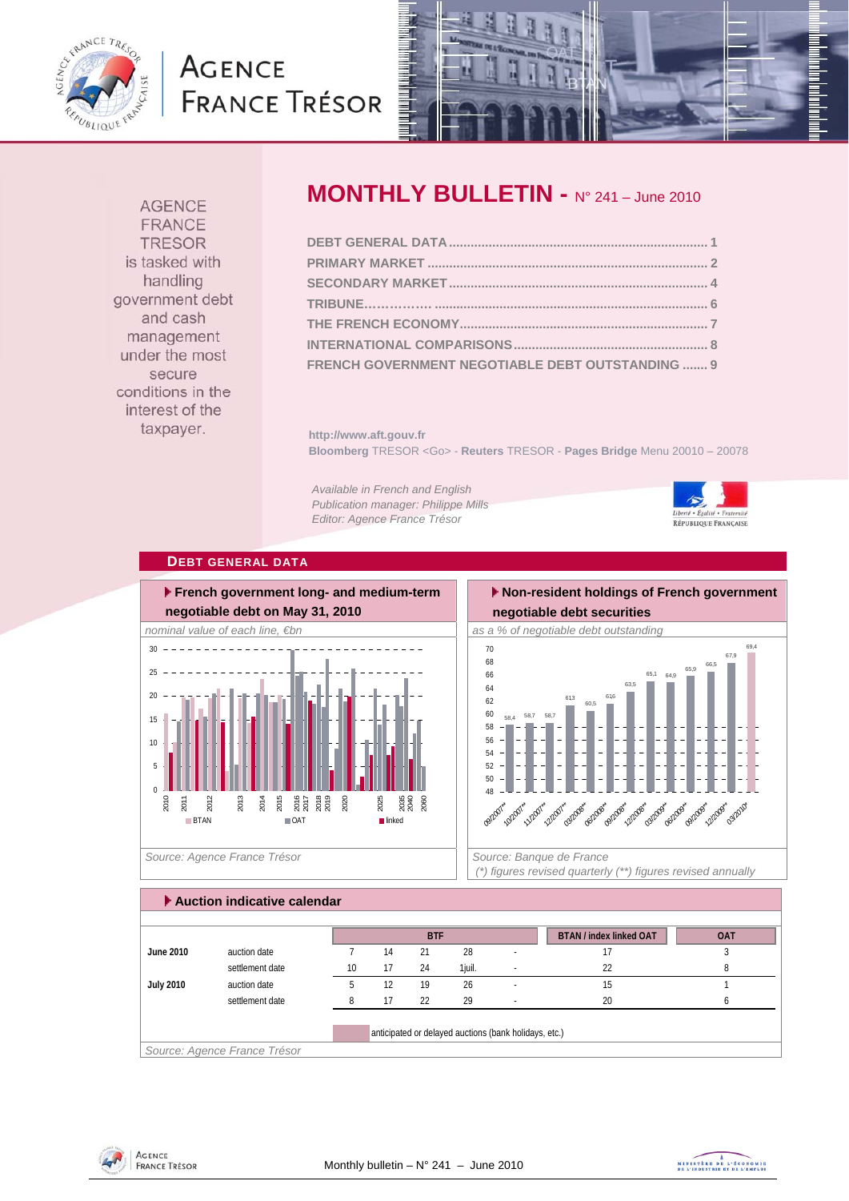# MONTHLY BULLETIN - N° 241 – June 2010

AGENCE FRANCE TRESOR is tasked with handling government debt and cash management under the most secure conditions in the interest of the taxpayer.

DEBT GENERAL DATA .......................................................................... 1
PRIMARY MARKET ............................................................................. 2
SECONDARY MARKET ......................................................................... 4
TRIBUNE.................. .......................................................................... 6
THE FRENCH ECONOMY..................................................................... 7
INTERNATIONAL COMPARISONS ....................................................... 8
FRENCH GOVERNMENT NEGOTIABLE DEBT OUTSTANDING ....... 9

http://www.aft.gouv.fr
**Bloomberg** TRESOR <Go> - **Reuters** TRESOR - **Pages Bridge** Menu 20010 – 20078

*Available in French and English*
*Publication manager: Philippe Mills*
*Editor: Agence France Trésor*

## DEBT GENERAL DATA

### French government long- and medium-term negotiable debt on May 31, 2010

*nominal value of each line, €bn*

*Source: Agence France Trésor*

### Non-resident holdings of French government negotiable debt securities

*as a % of negotiable debt outstanding*

| 09/2007** | 10/2007** | 11/2007** | 12/2007** | 03/2008** | 06/2008** | 09/2008** | 12/2008** | 03/2009** | 06/2009** | 09/2009** | 12/2009** | 03/2010* |
|---|---|---|---|---|---|---|---|---|---|---|---|---|
| 58,4 | 58,7 | 58,7 | 61,3 | 60,5 | 61,6 | 63,5 | 65,1 | 64,9 | 65,9 | 66,5 | 67,9 | 69,4 |

*Source: Banque de France*
*(\*) figures revised quarterly (\*\*) figures revised annually*

### Auction indicative calendar

| | | BTF | | | | | BTAN / index linked OAT | OAT |
|---|---|---|---|---|---|---|---|---|
| **June 2010** | auction date | 7 | 14 | 21 | 28 | - | 17 | 3 |
| | settlement date | 10 | 17 | 24 | 1juil. | - | 22 | 8 |
| **July 2010** | auction date | 5 | 12 | 19 | 26 | - | 15 | 1 |
| | settlement date | 8 | 17 | 22 | 29 | - | 20 | 6 |

anticipated or delayed auctions (bank holidays, etc.)

*Source: Agence France Trésor*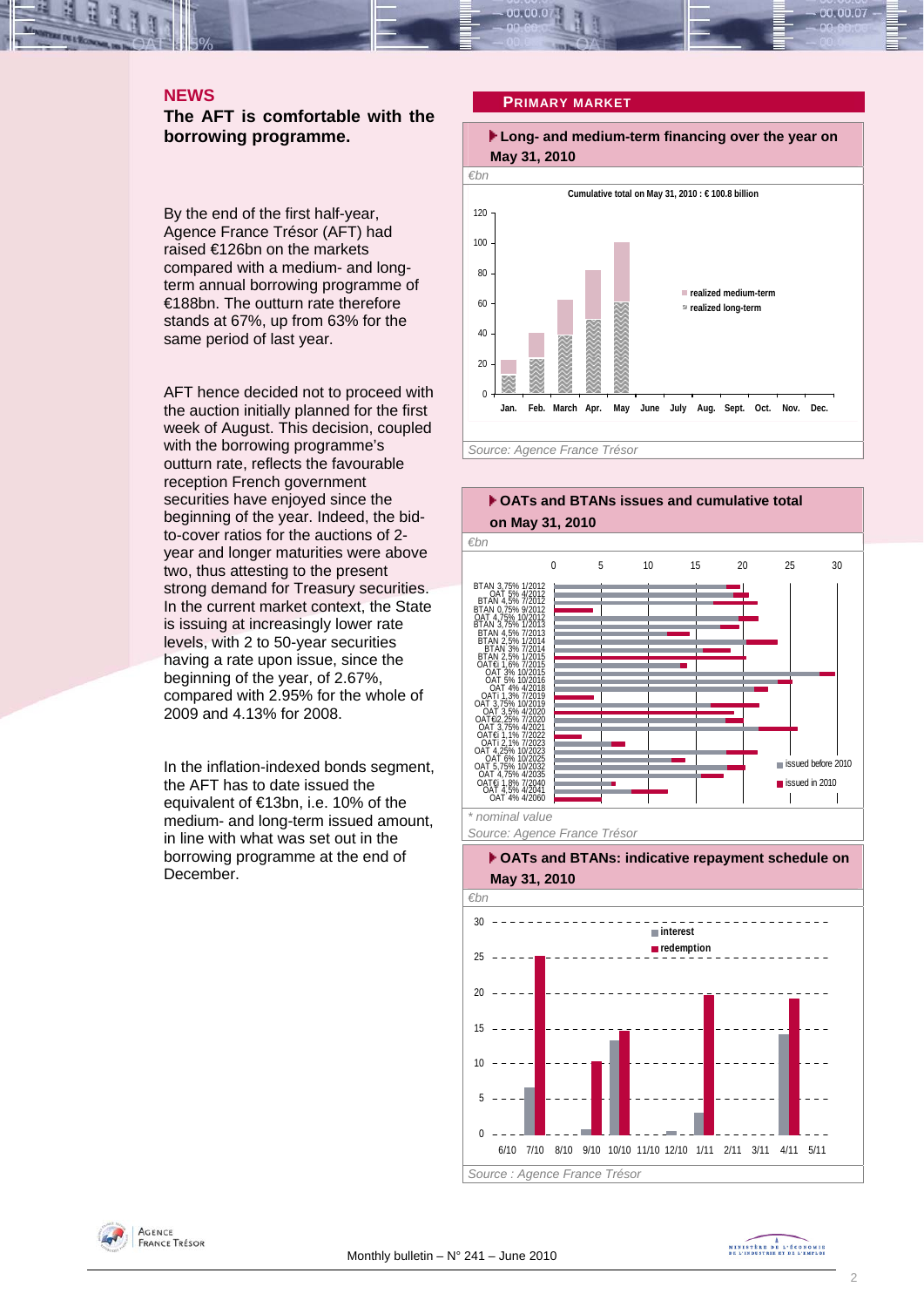## NEWS

### The AFT is comfortable with the borrowing programme.

By the end of the first half-year, Agence France Trésor (AFT) had raised €126bn on the markets compared with a medium- and long-term annual borrowing programme of €188bn. The outturn rate therefore stands at 67%, up from 63% for the same period of last year.

AFT hence decided not to proceed with the auction initially planned for the first week of August. This decision, coupled with the borrowing programme's outturn rate, reflects the favourable reception French government securities have enjoyed since the beginning of the year. Indeed, the bid-to-cover ratios for the auctions of 2-year and longer maturities were above two, thus attesting to the present strong demand for Treasury securities. In the current market context, the State is issuing at increasingly lower rate levels, with 2 to 50-year securities having a rate upon issue, since the beginning of the year, of 2.67%, compared with 2.95% for the whole of 2009 and 4.13% for 2008.

In the inflation-indexed bonds segment, the AFT has to date issued the equivalent of €13bn, i.e. 10% of the medium- and long-term issued amount, in line with what was set out in the borrowing programme at the end of December.

## PRIMARY MARKET

**Long- and medium-term financing over the year on May 31, 2010**

*€bn*

Cumulative total on May 31, 2010 : € 100.8 billion

realized medium-term / realized long-term

*Source: Agence France Trésor*

**OATs and BTANs issues and cumulative total on May 31, 2010**

*€bn*

issued before 2010 / issued in 2010

BTAN 3,75% 1/2012; OAT 5% 4/2012; BTAN 4,5% 7/2012; BTAN 0,75% 9/2012; OAT 4,75% 10/2012; BTAN 3,75% 1/2013; BTAN 4,5% 7/2013; BTAN 2,5% 1/2014; BTAN 3% 7/2014; BTAN 2,5% 1/2015; OAT€i 1,6% 7/2015; OAT 3% 10/2015; OAT 5% 10/2016; OAT 4% 4/2018; OATi 1,3% 7/2019; OAT 3,75% 10/2019; OAT 3,5% 4/2020; OAT€i 2,25% 7/2020; OAT 3,75% 4/2021; OAT€i 1,1% 7/2022; OATi 2,1% 7/2023; OAT 4,25% 10/2023; OAT 6% 10/2025; OAT 5,75% 10/2032; OAT 4,75% 4/2035; OAT€i 1,8% 7/2040; OAT 4,5% 4/2041; OAT 4% 4/2060

*\* nominal value*

*Source: Agence France Trésor*

**OATs and BTANs: indicative repayment schedule on May 31, 2010**

*€bn*

interest / redemption

*Source : Agence France Trésor*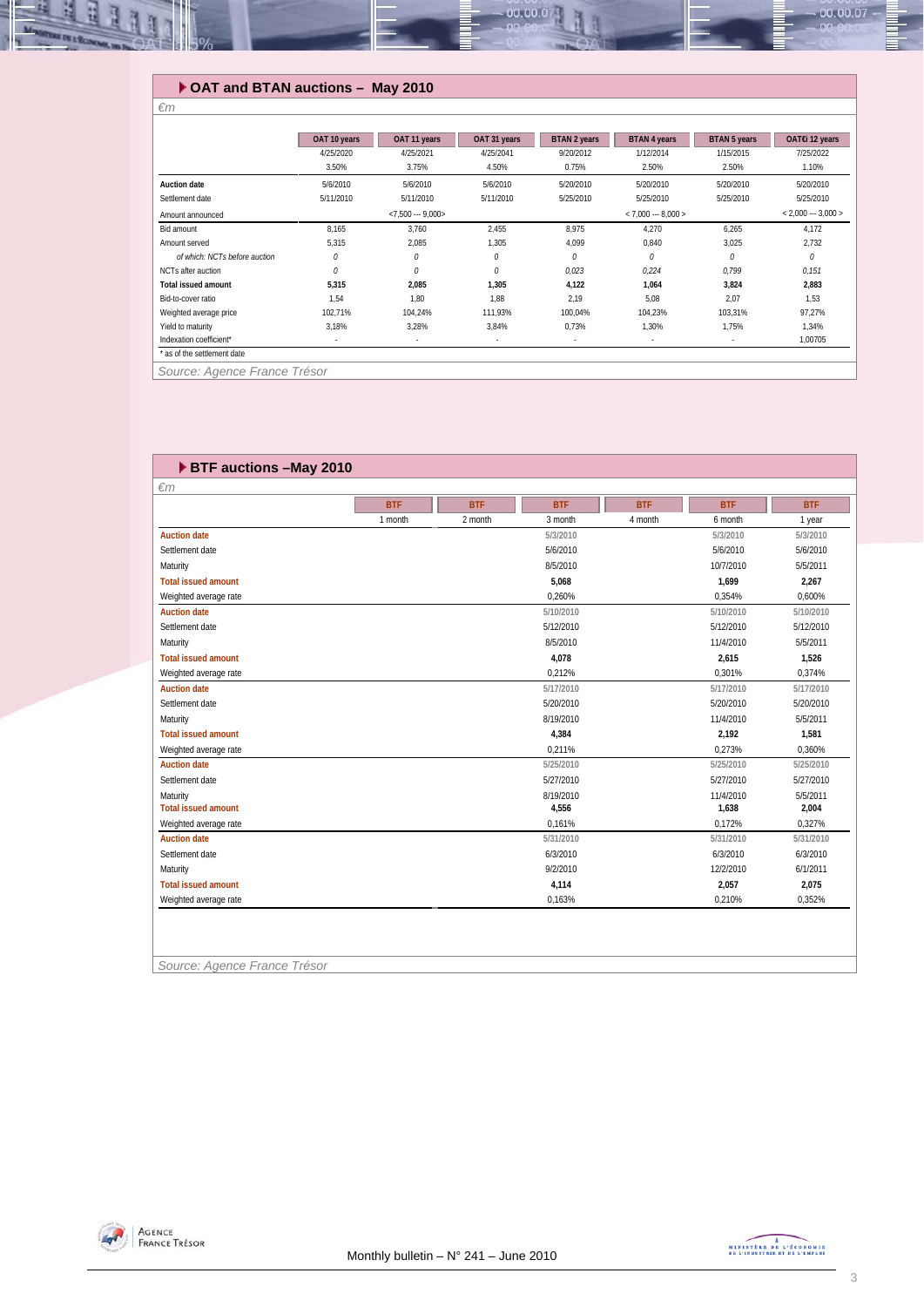## OAT and BTAN auctions – May 2010

*€m*

| | OAT 10 years | OAT 11 years | OAT 31 years | BTAN 2 years | BTAN 4 years | BTAN 5 years | OAT€i 12 years |
|---|---|---|---|---|---|---|---|
| | 4/25/2020 | 4/25/2021 | 4/25/2041 | 9/20/2012 | 1/12/2014 | 1/15/2015 | 7/25/2022 |
| | 3.50% | 3.75% | 4.50% | 0.75% | 2.50% | 2.50% | 1.10% |
| **Auction date** | 5/6/2010 | 5/6/2010 | 5/6/2010 | 5/20/2010 | 5/20/2010 | 5/20/2010 | 5/20/2010 |
| Settlement date | 5/11/2010 | 5/11/2010 | 5/11/2010 | 5/25/2010 | 5/25/2010 | 5/25/2010 | 5/25/2010 |
| Amount announced | | <7,500 --- 9,000> | | | < 7,000 --- 8,000 > | | < 2,000 --- 3,000 > |
| Bid amount | 8,165 | 3,760 | 2,455 | 8,975 | 4,270 | 6,265 | 4,172 |
| Amount served | 5,315 | 2,085 | 1,305 | 4,099 | 0,840 | 3,025 | 2,732 |
| *of which: NCTs before auction* | *0* | *0* | *0* | *0* | *0* | *0* | *0* |
| NCTs after auction | *0* | *0* | *0* | *0,023* | *0,224* | *0,799* | *0,151* |
| **Total issued amount** | **5,315** | **2,085** | **1,305** | **4,122** | **1,064** | **3,824** | **2,883** |
| Bid-to-cover ratio | 1,54 | 1,80 | 1,88 | 2,19 | 5,08 | 2,07 | 1,53 |
| Weighted average price | 102,71% | 104,24% | 111,93% | 100,04% | 104,23% | 103,31% | 97,27% |
| Yield to maturity | 3,18% | 3,28% | 3,84% | 0,73% | 1,30% | 1,75% | 1,34% |
| Indexation coefficient* | - | - | - | - | - | - | 1,00705 |

\* as of the settlement date

*Source: Agence France Trésor*

## BTF auctions –May 2010

*€m*

| | BTF | BTF | BTF | BTF | BTF | BTF |
|---|---|---|---|---|---|---|
| | 1 month | 2 month | 3 month | 4 month | 6 month | 1 year |
| **Auction date** | | | 5/3/2010 | | 5/3/2010 | 5/3/2010 |
| Settlement date | | | 5/6/2010 | | 5/6/2010 | 5/6/2010 |
| Maturity | | | 8/5/2010 | | 10/7/2010 | 5/5/2011 |
| **Total issued amount** | | | **5,068** | | **1,699** | **2,267** |
| Weighted average rate | | | 0,260% | | 0,354% | 0,600% |
| **Auction date** | | | 5/10/2010 | | 5/10/2010 | 5/10/2010 |
| Settlement date | | | 5/12/2010 | | 5/12/2010 | 5/12/2010 |
| Maturity | | | 8/5/2010 | | 11/4/2010 | 5/5/2011 |
| **Total issued amount** | | | **4,078** | | **2,615** | **1,526** |
| Weighted average rate | | | 0,212% | | 0,301% | 0,374% |
| **Auction date** | | | 5/17/2010 | | 5/17/2010 | 5/17/2010 |
| Settlement date | | | 5/20/2010 | | 5/20/2010 | 5/20/2010 |
| Maturity | | | 8/19/2010 | | 11/4/2010 | 5/5/2011 |
| **Total issued amount** | | | **4,384** | | **2,192** | **1,581** |
| Weighted average rate | | | 0,211% | | 0,273% | 0,360% |
| **Auction date** | | | 5/25/2010 | | 5/25/2010 | 5/25/2010 |
| Settlement date | | | 5/27/2010 | | 5/27/2010 | 5/27/2010 |
| Maturity | | | 8/19/2010 | | 11/4/2010 | 5/5/2011 |
| **Total issued amount** | | | **4,556** | | **1,638** | **2,004** |
| Weighted average rate | | | 0,161% | | 0,172% | 0,327% |
| **Auction date** | | | 5/31/2010 | | 5/31/2010 | 5/31/2010 |
| Settlement date | | | 6/3/2010 | | 6/3/2010 | 6/3/2010 |
| Maturity | | | 9/2/2010 | | 12/2/2010 | 6/1/2011 |
| **Total issued amount** | | | **4,114** | | **2,057** | **2,075** |
| Weighted average rate | | | 0,163% | | 0,210% | 0,352% |

*Source: Agence France Trésor*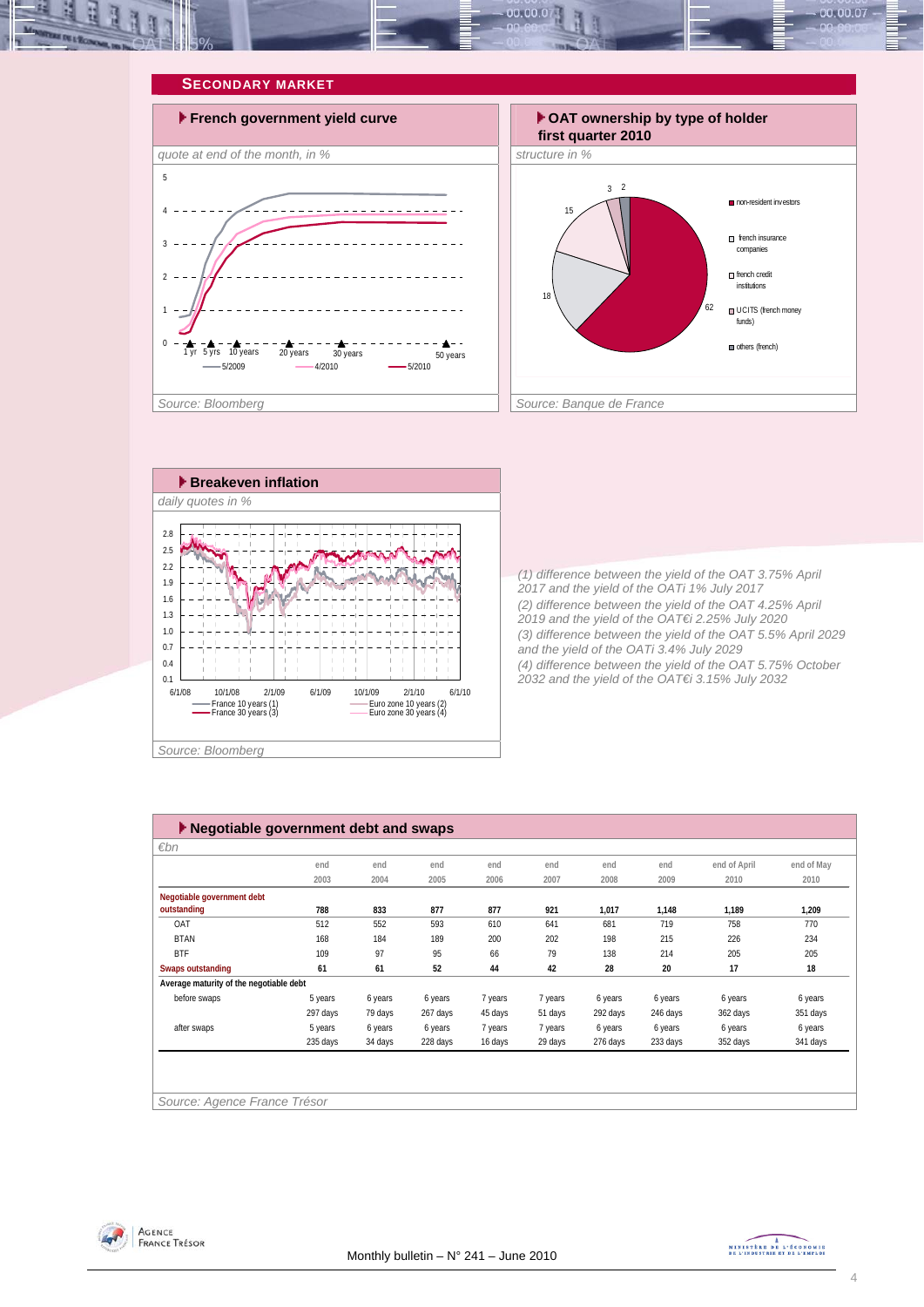## SECONDARY MARKET

### French government yield curve

*quote at end of the month, in %*

Legend: 5/2009, 4/2010, 5/2010

Axis labels: 1 yr, 5 yrs, 10 years, 20 years, 30 years, 50 years

*Source: Bloomberg*

### OAT ownership by type of holder first quarter 2010

*structure in %*

- non-resident investors: 62
- french insurance companies: 18
- french credit institutions: 15
- UCITS (french money funds): 3
- others (french): 2

*Source: Banque de France*

### Breakeven inflation

*daily quotes in %*

Legend: France 10 years (1), France 30 years (3), Euro zone 10 years (2), Euro zone 30 years (4)

*Source: Bloomberg*

*(1) difference between the yield of the OAT 3.75% April 2017 and the yield of the OATi 1% July 2017*
*(2) difference between the yield of the OAT 4.25% April 2019 and the yield of the OAT€i 2.25% July 2020*
*(3) difference between the yield of the OAT 5.5% April 2029 and the yield of the OATi 3.4% July 2029*
*(4) difference between the yield of the OAT 5.75% October 2032 and the yield of the OAT€i 3.15% July 2032*

### Negotiable government debt and swaps

*€bn*

| | end 2003 | end 2004 | end 2005 | end 2006 | end 2007 | end 2008 | end 2009 | end of April 2010 | end of May 2010 |
|---|---|---|---|---|---|---|---|---|---|
| **Negotiable government debt outstanding** | **788** | **833** | **877** | **877** | **921** | **1,017** | **1,148** | **1,189** | **1,209** |
| OAT | 512 | 552 | 593 | 610 | 641 | 681 | 719 | 758 | 770 |
| BTAN | 168 | 184 | 189 | 200 | 202 | 198 | 215 | 226 | 234 |
| BTF | 109 | 97 | 95 | 66 | 79 | 138 | 214 | 205 | 205 |
| **Swaps outstanding** | **61** | **61** | **52** | **44** | **42** | **28** | **20** | **17** | **18** |
| **Average maturity of the negotiable debt** | | | | | | | | | |
| before swaps | 5 years 297 days | 6 years 79 days | 6 years 267 days | 7 years 45 days | 7 years 51 days | 6 years 292 days | 6 years 246 days | 6 years 362 days | 6 years 351 days |
| after swaps | 5 years 235 days | 6 years 34 days | 6 years 228 days | 7 years 16 days | 7 years 29 days | 6 years 276 days | 6 years 233 days | 6 years 352 days | 6 years 341 days |

*Source: Agence France Trésor*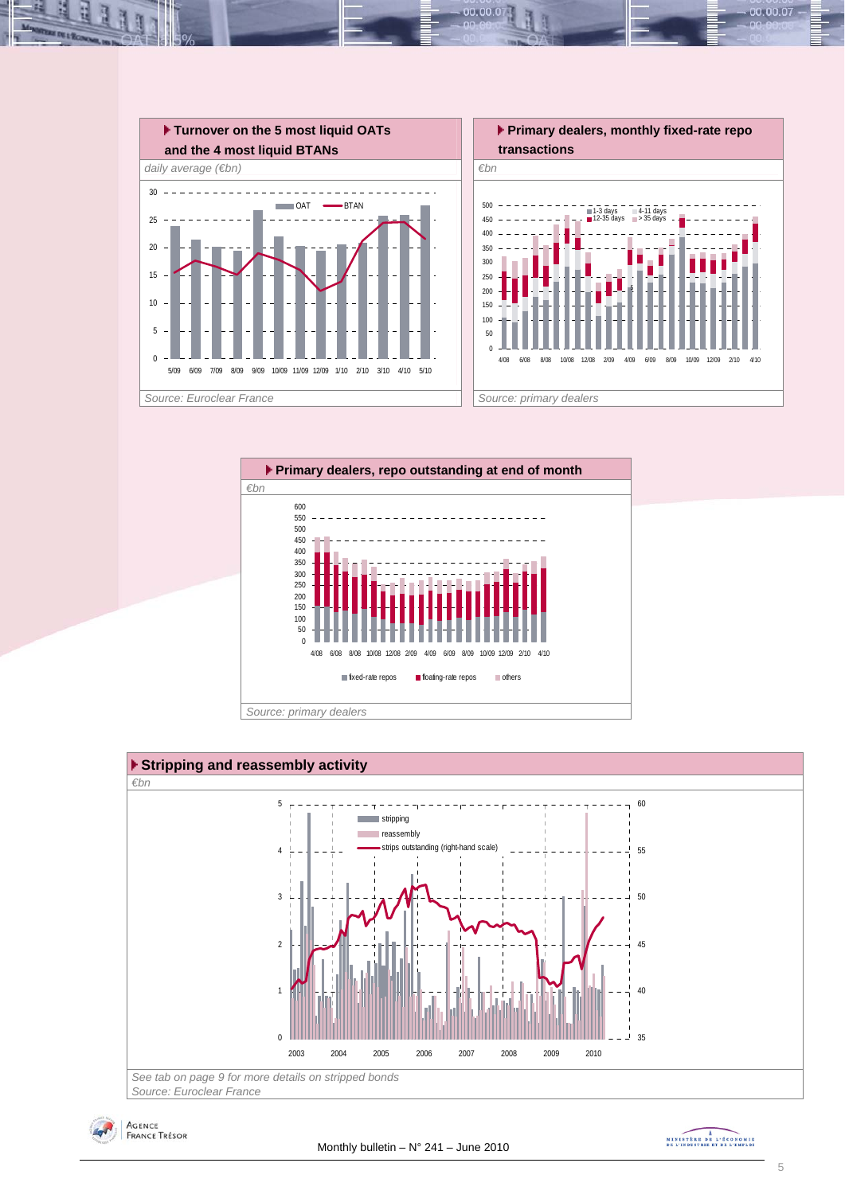### Turnover on the 5 most liquid OATs and the 4 most liquid BTANs

*daily average (€bn)*

*Source: Euroclear France*

### Primary dealers, monthly fixed-rate repo transactions

*€bn*

*Source: primary dealers*

### Primary dealers, repo outstanding at end of month

*€bn*

*Source: primary dealers*

### Stripping and reassembly activity

*€bn*

*See tab on page 9 for more details on stripped bonds*
*Source: Euroclear France*

Monthly bulletin – N° 241 – June 2010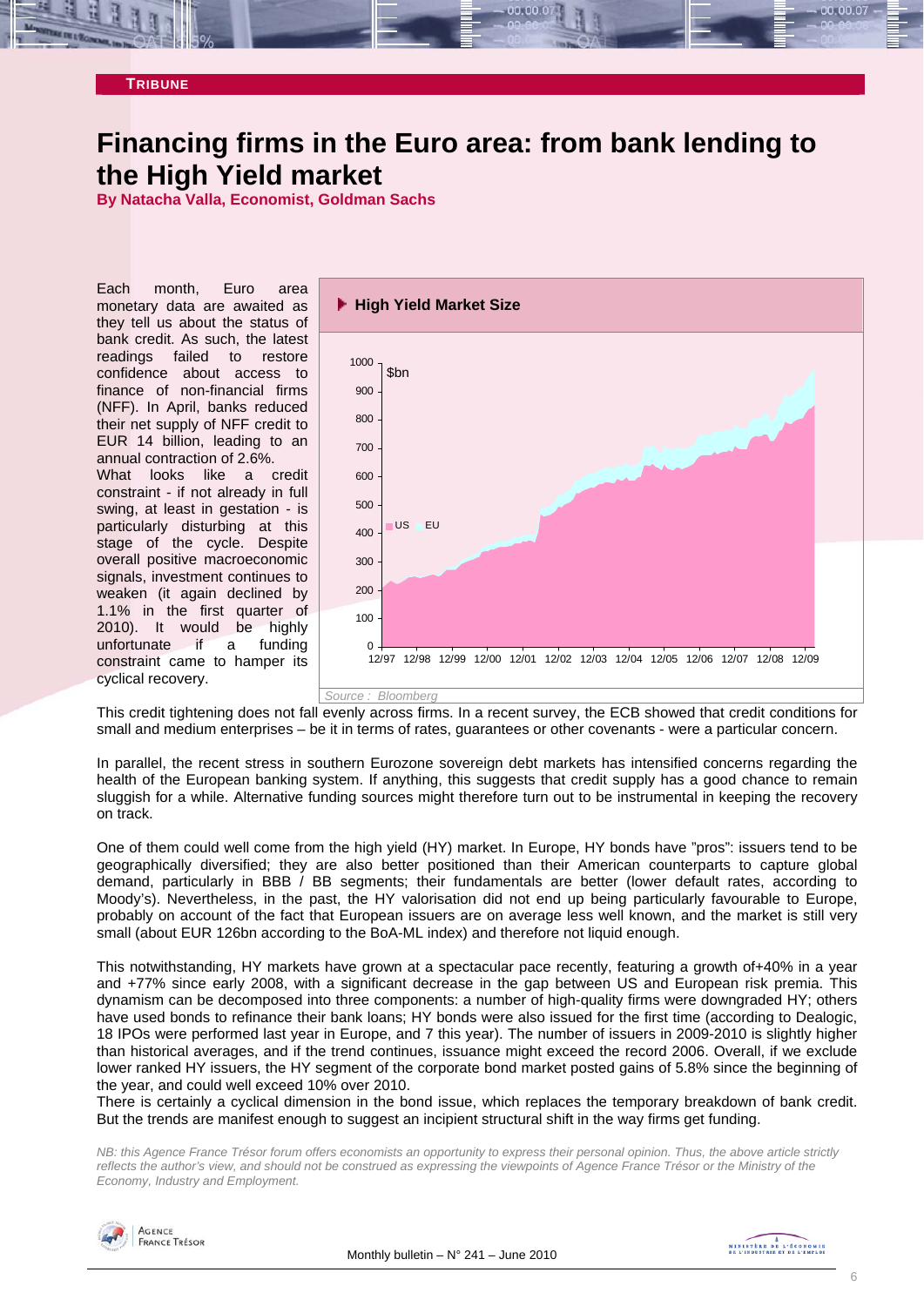**TRIBUNE**

# Financing firms in the Euro area: from bank lending to the High Yield market

**By Natacha Valla, Economist, Goldman Sachs**

Each month, Euro area monetary data are awaited as they tell us about the status of bank credit. As such, the latest readings failed to restore confidence about access to finance of non-financial firms (NFF). In April, banks reduced their net supply of NFF credit to EUR 14 billion, leading to an annual contraction of 2.6%.

What looks like a credit constraint - if not already in full swing, at least in gestation - is particularly disturbing at this stage of the cycle. Despite overall positive macroeconomic signals, investment continues to weaken (it again declined by 1.1% in the first quarter of 2010). It would be highly unfortunate if a funding constraint came to hamper its cyclical recovery.

**High Yield Market Size**

*Source : Bloomberg*

This credit tightening does not fall evenly across firms. In a recent survey, the ECB showed that credit conditions for small and medium enterprises – be it in terms of rates, guarantees or other covenants - were a particular concern.

In parallel, the recent stress in southern Eurozone sovereign debt markets has intensified concerns regarding the health of the European banking system. If anything, this suggests that credit supply has a good chance to remain sluggish for a while. Alternative funding sources might therefore turn out to be instrumental in keeping the recovery on track.

One of them could well come from the high yield (HY) market. In Europe, HY bonds have "pros": issuers tend to be geographically diversified; they are also better positioned than their American counterparts to capture global demand, particularly in BBB / BB segments; their fundamentals are better (lower default rates, according to Moody's). Nevertheless, in the past, the HY valorisation did not end up being particularly favourable to Europe, probably on account of the fact that European issuers are on average less well known, and the market is still very small (about EUR 126bn according to the BoA-ML index) and therefore not liquid enough.

This notwithstanding, HY markets have grown at a spectacular pace recently, featuring a growth of+40% in a year and +77% since early 2008, with a significant decrease in the gap between US and European risk premia. This dynamism can be decomposed into three components: a number of high-quality firms were downgraded HY; others have used bonds to refinance their bank loans; HY bonds were also issued for the first time (according to Dealogic, 18 IPOs were performed last year in Europe, and 7 this year). The number of issuers in 2009-2010 is slightly higher than historical averages, and if the trend continues, issuance might exceed the record 2006. Overall, if we exclude lower ranked HY issuers, the HY segment of the corporate bond market posted gains of 5.8% since the beginning of the year, and could well exceed 10% over 2010.

There is certainly a cyclical dimension in the bond issue, which replaces the temporary breakdown of bank credit. But the trends are manifest enough to suggest an incipient structural shift in the way firms get funding.

*NB: this Agence France Trésor forum offers economists an opportunity to express their personal opinion. Thus, the above article strictly reflects the author's view, and should not be construed as expressing the viewpoints of Agence France Trésor or the Ministry of the Economy, Industry and Employment.*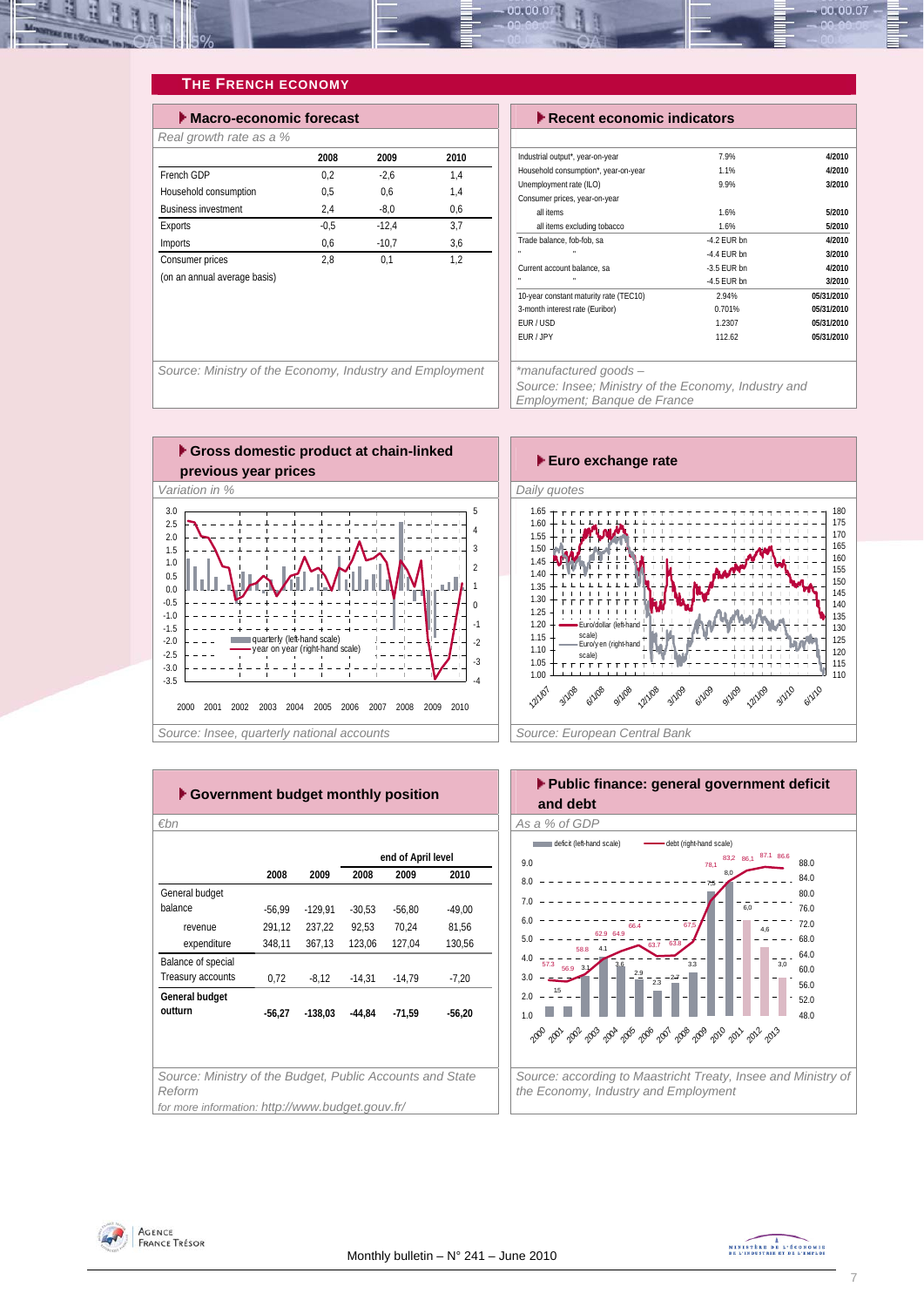## THE FRENCH ECONOMY

### Macro-economic forecast

*Real growth rate as a %*

| | 2008 | 2009 | 2010 |
|---|---|---|---|
| French GDP | 0,2 | -2,6 | 1,4 |
| Household consumption | 0,5 | 0,6 | 1,4 |
| Business investment | 2,4 | -8,0 | 0,6 |
| Exports | -0,5 | -12,4 | 3,7 |
| Imports | 0,6 | -10,7 | 3,6 |
| Consumer prices | 2,8 | 0,1 | 1,2 |
| (on an annual average basis) | | | |

*Source: Ministry of the Economy, Industry and Employment*

### Recent economic indicators

| | | |
|---|---|---|
| Industrial output*, year-on-year | 7.9% | 4/2010 |
| Household consumption*, year-on-year | 1.1% | 4/2010 |
| Unemployment rate (ILO) | 9.9% | 3/2010 |
| Consumer prices, year-on-year | | |
| all items | 1.6% | 5/2010 |
| all items excluding tobacco | 1.6% | 5/2010 |
| Trade balance, fob-fob, sa | -4.2 EUR bn | 4/2010 |
| " " | -4.4 EUR bn | 3/2010 |
| Current account balance, sa | -3.5 EUR bn | 4/2010 |
| " " | -4.5 EUR bn | 3/2010 |
| 10-year constant maturity rate (TEC10) | 2.94% | 05/31/2010 |
| 3-month interest rate (Euribor) | 0.701% | 05/31/2010 |
| EUR / USD | 1.2307 | 05/31/2010 |
| EUR / JPY | 112.62 | 05/31/2010 |

*\*manufactured goods –*
*Source: Insee; Ministry of the Economy, Industry and Employment; Banque de France*

### Gross domestic product at chain-linked previous year prices

*Variation in %*

*Source: Insee, quarterly national accounts*

### Euro exchange rate

*Daily quotes*

*Source: European Central Bank*

### Government budget monthly position

*€bn*

| | 2008 | 2009 | end of April level 2008 | 2009 | 2010 |
|---|---|---|---|---|---|
| General budget balance | -56,99 | -129,91 | -30,53 | -56,80 | -49,00 |
| revenue | 291,12 | 237,22 | 92,53 | 70,24 | 81,56 |
| expenditure | 348,11 | 367,13 | 123,06 | 127,04 | 130,56 |
| Balance of special Treasury accounts | 0,72 | -8,12 | -14,31 | -14,79 | -7,20 |
| **General budget outturn** | **-56,27** | **-138,03** | **-44,84** | **-71,59** | **-56,20** |

*Source: Ministry of the Budget, Public Accounts and State Reform*
*for more information: http://www.budget.gouv.fr/*

### Public finance: general government deficit and debt

*As a % of GDP*

*Source: according to Maastricht Treaty, Insee and Ministry of the Economy, Industry and Employment*

Monthly bulletin – N° 241 – June 2010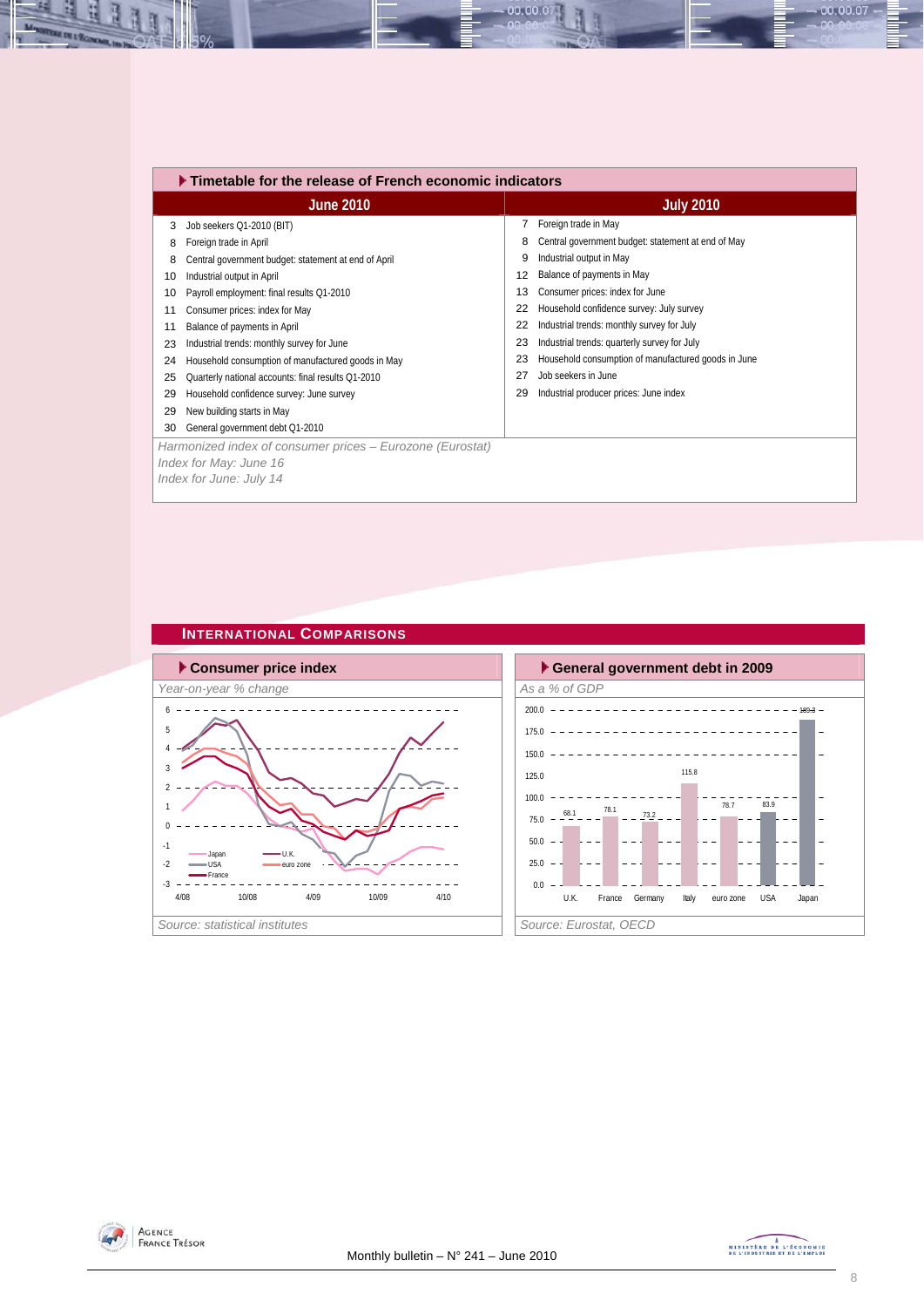## Timetable for the release of French economic indicators

| June 2010 | | July 2010 | |
|---|---|---|---|
| 3 | Job seekers Q1-2010 (BIT) | 7 | Foreign trade in May |
| 8 | Foreign trade in April | 8 | Central government budget: statement at end of May |
| 8 | Central government budget: statement at end of April | 9 | Industrial output in May |
| 10 | Industrial output in April | 12 | Balance of payments in May |
| 10 | Payroll employment: final results Q1-2010 | 13 | Consumer prices: index for June |
| 11 | Consumer prices: index for May | 22 | Household confidence survey: July survey |
| 11 | Balance of payments in April | 22 | Industrial trends: monthly survey for July |
| 23 | Industrial trends: monthly survey for June | 23 | Industrial trends: quarterly survey for July |
| 24 | Household consumption of manufactured goods in May | 23 | Household consumption of manufactured goods in June |
| 25 | Quarterly national accounts: final results Q1-2010 | 27 | Job seekers in June |
| 29 | Household confidence survey: June survey | 29 | Industrial producer prices: June index |
| 29 | New building starts in May | | |
| 30 | General government debt Q1-2010 | | |

*Harmonized index of consumer prices – Eurozone (Eurostat)*
*Index for May: June 16*
*Index for June: July 14*

## International comparisons

### Consumer price index

*Year-on-year % change*

*Source: statistical institutes*

### General government debt in 2009

*As a % of GDP*

| U.K. | France | Germany | Italy | euro zone | USA | Japan |
|---|---|---|---|---|---|---|
| 68.1 | 78.1 | 73.2 | 115.8 | 78.7 | 83.9 | 189.3 |

*Source: Eurostat, OECD*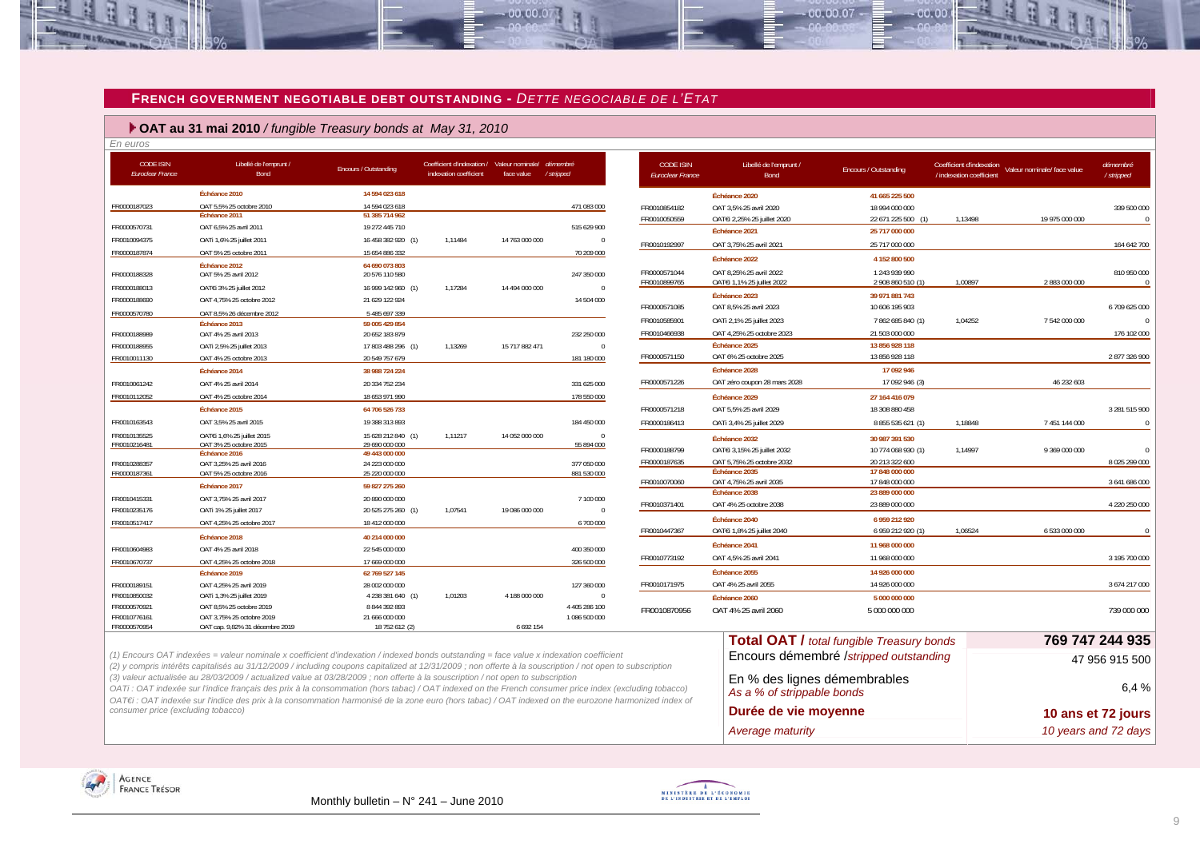## FRENCH GOVERNMENT NEGOTIABLE DEBT OUTSTANDING - *DETTE NEGOCIABLE DE L'ETAT*

### OAT au 31 mai 2010 / *fungible Treasury bonds at May 31, 2010*

*En euros*

| CODE ISIN *Euroclear France* | Libellé de l'emprunt / *Bond* | Encours / *Outstanding* | Coefficient d'indexation / *indexation coefficient* | Valeur nominale/ *face value* | démembré */ stripped* |
|---|---|---|---|---|---|
| | **Échéance 2010** | **14 594 023 618** | | | |
| FR0000187023 | OAT 5,5% 25 octobre 2010 | 14 594 023 618 | | | 471 083 000 |
| | **Échéance 2011** | **51 385 714 962** | | | |
| FR0000570731 | OAT 6,5% 25 avril 2011 | 19 272 445 710 | | | 515 629 900 |
| FR0010094375 | OATi 1,6% 25 juillet 2011 | 16 458 382 920 (1) | 1,11484 | 14 763 000 000 | 0 |
| FR0000187874 | OAT 5% 25 octobre 2011 | 15 654 886 332 | | | 70 209 000 |
| | **Échéance 2012** | **64 690 073 803** | | | |
| FR0000188328 | OAT 5% 25 avril 2012 | 20 576 110 580 | | | 247 350 000 |
| FR0000188013 | OAT€i 3% 25 juillet 2012 | 16 999 142 960 (1) | 1,17284 | 14 494 000 000 | 0 |
| FR0000188690 | OAT 4,75% 25 octobre 2012 | 21 629 122 924 | | | 14 504 000 |
| FR0000570780 | OAT 8,5% 26 décembre 2012 | 5 485 697 339 | | | |
| | **Échéance 2013** | **59 005 429 854** | | | |
| FR0000188989 | OAT 4% 25 avril 2013 | 20 652 183 879 | | | 232 250 000 |
| FR0000188955 | OATi 2,5% 25 juillet 2013 | 17 803 488 296 (1) | 1,13269 | 15 717 882 471 | 0 |
| FR0010011130 | OAT 4% 25 octobre 2013 | 20 549 757 679 | | | 181 180 000 |
| | **Échéance 2014** | **38 988 724 224** | | | |
| FR0010061242 | OAT 4% 25 avril 2014 | 20 334 752 234 | | | 331 625 000 |
| FR0010112052 | OAT 4% 25 octobre 2014 | 18 653 971 990 | | | 178 550 000 |
| | **Échéance 2015** | **64 706 526 733** | | | |
| FR0010163543 | OAT 3,5% 25 avril 2015 | 19 388 313 893 | | | 184 450 000 |
| FR0010135525 | OAT€i 1,6% 25 juillet 2015 | 15 628 212 840 (1) | 1,11217 | 14 052 000 000 | 0 |
| FR0010216481 | OAT 3% 25 octobre 2015 | 29 690 000 000 | | | 55 894 000 |
| | **Échéance 2016** | **49 443 000 000** | | | |
| FR0010288357 | OAT 3,25% 25 avril 2016 | 24 223 000 000 | | | 377 050 000 |
| FR0000187361 | OAT 5% 25 octobre 2016 | 25 220 000 000 | | | 881 530 000 |
| | **Échéance 2017** | **59 827 275 260** | | | |
| FR0010415331 | OAT 3,75% 25 avril 2017 | 20 890 000 000 | | | 7 100 000 |
| FR0010235176 | OATi 1% 25 juillet 2017 | 20 525 275 260 (1) | 1,07541 | 19 086 000 000 | 0 |
| FR0010517417 | OAT 4,25% 25 octobre 2017 | 18 412 000 000 | | | 6 700 000 |
| | **Échéance 2018** | **40 214 000 000** | | | |
| FR0010604983 | OAT 4% 25 avril 2018 | 22 545 000 000 | | | 400 350 000 |
| FR0010670737 | OAT 4,25% 25 octobre 2018 | 17 669 000 000 | | | 326 500 000 |
| | **Échéance 2019** | **62 769 527 145** | | | |
| FR0000189151 | OAT 4,25% 25 avril 2019 | 28 002 000 000 | | | 127 360 000 |
| FR0010850032 | OATi 1,3% 25 juillet 2019 | 4 238 381 640 (1) | 1,01203 | 4 188 000 000 | 0 |
| FR0000570921 | OAT 8,5% 25 octobre 2019 | 8 844 392 893 | | | 4 405 286 100 |
| FR0010776161 | OAT 3,75% 25 octobre 2019 | 21 666 000 000 | | | 1 086 500 000 |
| FR0000570954 | OAT cap. 9,82% 31 décembre 2019 | 18 752 612 (2) | | 6 692 154 | |
| | **Échéance 2020** | **41 665 225 500** | | | |
| FR0010854182 | OAT 3,5% 25 avril 2020 | 18 994 000 000 | | | 339 500 000 |
| FR0010050559 | OAT€i 2,25% 25 juillet 2020 | 22 671 225 500 (1) | 1,13498 | 19 975 000 000 | 0 |
| | **Échéance 2021** | **25 717 000 000** | | | |
| FR0010192997 | OAT 3,75% 25 avril 2021 | 25 717 000 000 | | | 164 642 700 |
| | **Échéance 2022** | **4 152 800 500** | | | |
| FR0000571044 | OAT 8,25% 25 avril 2022 | 1 243 939 990 | | | 810 950 000 |
| FR0010899765 | OAT€i 1,1% 25 juillet 2022 | 2 908 860 510 (1) | 1,00897 | 2 883 000 000 | 0 |
| | **Échéance 2023** | **39 971 881 743** | | | |
| FR0000571085 | OAT 8,5% 25 avril 2023 | 10 606 195 903 | | | 6 709 625 000 |
| FR0010585901 | OATi 2,1% 25 juillet 2023 | 7 862 685 840 (1) | 1,04252 | 7 542 000 000 | 0 |
| FR0010466938 | OAT 4,25% 25 octobre 2023 | 21 503 000 000 | | | 176 102 000 |
| | **Échéance 2025** | **13 856 928 118** | | | |
| FR0000571150 | OAT 6% 25 octobre 2025 | 13 856 928 118 | | | 2 877 326 900 |
| | **Échéance 2028** | **17 092 946** | | | |
| FR0000571226 | OAT zéro coupon 28 mars 2028 | 17 092 946 (3) | | 46 232 603 | |
| | **Échéance 2029** | **27 164 416 079** | | | |
| FR0000571218 | OAT 5,5% 25 avril 2029 | 18 308 880 458 | | | 3 281 515 900 |
| FR0000186413 | OATi 3,4% 25 juillet 2029 | 8 855 535 621 (1) | 1,18848 | 7 451 144 000 | 0 |
| | **Échéance 2032** | **30 987 391 530** | | | |
| FR0000188799 | OAT€i 3,15% 25 juillet 2032 | 10 774 068 930 (1) | 1,14997 | 9 369 000 000 | 0 |
| FR0000187635 | OAT 5,75% 25 octobre 2032 | 20 213 322 600 | | | 8 025 299 000 |
| | **Échéance 2035** | **17 848 000 000** | | | |
| FR0010070060 | OAT 4,75% 25 avril 2035 | 17 848 000 000 | | | 3 641 686 000 |
| | **Échéance 2038** | **23 889 000 000** | | | |
| FR0010371401 | OAT 4% 25 octobre 2038 | 23 889 000 000 | | | 4 220 250 000 |
| | **Échéance 2040** | **6 959 212 920** | | | |
| FR0010447367 | OAT€i 1,8% 25 juillet 2040 | 6 959 212 920 (1) | 1,06524 | 6 533 000 000 | 0 |
| | **Échéance 2041** | **11 968 000 000** | | | |
| FR0010773192 | OAT 4,5% 25 avril 2041 | 11 968 000 000 | | | 3 195 700 000 |
| | **Échéance 2055** | **14 926 000 000** | | | |
| FR0010171975 | OAT 4% 25 avril 2055 | 14 926 000 000 | | | 3 674 217 000 |
| | **Échéance 2060** | **5 000 000 000** | | | |
| FR0010870956 | OAT 4% 25 avril 2060 | 5 000 000 000 | | | 739 000 000 |

| | |
|---|---|
| **Total OAT /** *total fungible Treasury bonds* | **769 747 244 935** |
| Encours démembré /*stripped outstanding* | 47 956 915 500 |
| En % des lignes démembrables *As a % of strippable bonds* | 6,4 % |
| **Durée de vie moyenne** | **10 ans et 72 jours** |
| *Average maturity* | *10 years and 72 days* |

*(1) Encours OAT indexées = valeur nominale x coefficient d'indexation / indexed bonds outstanding = face value x indexation coefficient*
*(2) y compris intérêts capitalisés au 31/12/2009 / including coupons capitalized at 12/31/2009 ; non offerte à la souscription / not open to subscription*
*(3) valeur actualisée au 28/03/2009 / actualized value at 03/28/2009 ; non offerte à la souscription / not open to subscription*
*OATi : OAT indexée sur l'indice français des prix à la consommation (hors tabac) / OAT indexed on the French consumer price index (excluding tobacco)*
*OAT€i : OAT indexée sur l'indice des prix à la consommation harmonisé de la zone euro (hors tabac) / OAT indexed on the eurozone harmonized index of consumer price (excluding tobacco)*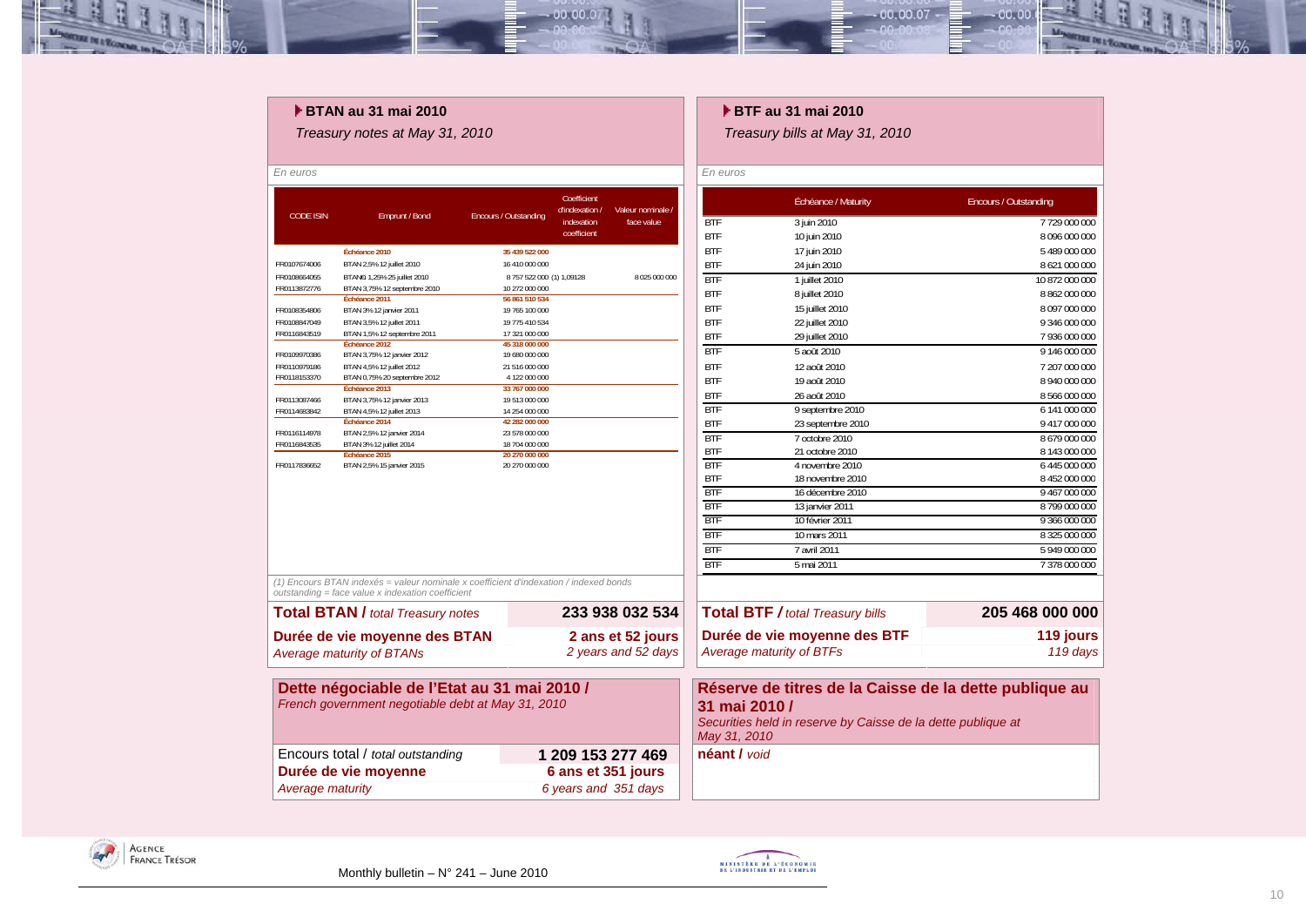## BTAN au 31 mai 2010

*Treasury notes at May 31, 2010*

*En euros*

| CODE ISIN | Emprunt / Bond | Encours / Outstanding | Coefficient d'indexation / indexation coefficient | Valeur nominale / face value |
|---|---|---|---|---|
| | **Échéance 2010** | **35 439 522 000** | | |
| FR0107674006 | BTAN 2,5% 12 juillet 2010 | 16 410 000 000 | | |
| FR0108664055 | BTAN€i 1,25% 25 juillet 2010 | 8 757 522 000 (1) | 1,09128 | 8 025 000 000 |
| FR0113872776 | BTAN 3,75% 12 septembre 2010 | 10 272 000 000 | | |
| | **Échéance 2011** | **56 861 510 534** | | |
| FR0108354806 | BTAN 3% 12 janvier 2011 | 19 765 100 000 | | |
| FR0108847049 | BTAN 3,5% 12 juillet 2011 | 19 775 410 534 | | |
| FR0116843519 | BTAN 1,5% 12 septembre 2011 | 17 321 000 000 | | |
| | **Échéance 2012** | **45 318 000 000** | | |
| FR0109970386 | BTAN 3,75% 12 janvier 2012 | 19 680 000 000 | | |
| FR0110979186 | BTAN 4,5% 12 juillet 2012 | 21 516 000 000 | | |
| FR0118153370 | BTAN 0,75% 20 septembre 2012 | 4 122 000 000 | | |
| | **Échéance 2013** | **33 767 000 000** | | |
| FR0113087466 | BTAN 3,75% 12 janvier 2013 | 19 513 000 000 | | |
| FR0114683842 | BTAN 4,5% 12 juillet 2013 | 14 254 000 000 | | |
| | **Échéance 2014** | **42 282 000 000** | | |
| FR0116114978 | BTAN 2,5% 12 janvier 2014 | 23 578 000 000 | | |
| FR0116843535 | BTAN 3% 12 juillet 2014 | 18 704 000 000 | | |
| | **Échéance 2015** | **20 270 000 000** | | |
| FR0117836652 | BTAN 2,5% 15 janvier 2015 | 20 270 000 000 | | |

*(1) Encours BTAN indexés = valeur nominale x coefficient d'indexation / indexed bonds outstanding = face value x indexation coefficient*

**Total BTAN /** *total Treasury notes* — **233 938 032 534**

**Durée de vie moyenne des BTAN** — **2 ans et 52 jours**
*Average maturity of BTANs* — *2 years and 52 days*

## BTF au 31 mai 2010

*Treasury bills at May 31, 2010*

*En euros*

| | Échéance / Maturity | Encours / Outstanding |
|---|---|---|
| BTF | 3 juin 2010 | 7 729 000 000 |
| BTF | 10 juin 2010 | 8 096 000 000 |
| BTF | 17 juin 2010 | 5 489 000 000 |
| BTF | 24 juin 2010 | 8 621 000 000 |
| BTF | 1 juillet 2010 | 10 872 000 000 |
| BTF | 8 juillet 2010 | 8 862 000 000 |
| BTF | 15 juillet 2010 | 8 097 000 000 |
| BTF | 22 juillet 2010 | 9 346 000 000 |
| BTF | 29 juillet 2010 | 7 936 000 000 |
| BTF | 5 août 2010 | 9 146 000 000 |
| BTF | 12 août 2010 | 7 207 000 000 |
| BTF | 19 août 2010 | 8 940 000 000 |
| BTF | 26 août 2010 | 8 566 000 000 |
| BTF | 9 septembre 2010 | 6 141 000 000 |
| BTF | 23 septembre 2010 | 9 417 000 000 |
| BTF | 7 octobre 2010 | 8 679 000 000 |
| BTF | 21 octobre 2010 | 8 143 000 000 |
| BTF | 4 novembre 2010 | 6 445 000 000 |
| BTF | 18 novembre 2010 | 8 452 000 000 |
| BTF | 16 décembre 2010 | 9 467 000 000 |
| BTF | 13 janvier 2011 | 8 799 000 000 |
| BTF | 10 février 2011 | 9 366 000 000 |
| BTF | 10 mars 2011 | 8 325 000 000 |
| BTF | 7 avril 2011 | 5 949 000 000 |
| BTF | 5 mai 2011 | 7 378 000 000 |

**Total BTF /** *total Treasury bills* — **205 468 000 000**

**Durée de vie moyenne des BTF** — **119 jours**
*Average maturity of BTFs* — *119 days*

## Dette négociable de l'Etat au 31 mai 2010 /

*French government negotiable debt at May 31, 2010*

Encours total / *total outstanding* — **1 209 153 277 469**

**Durée de vie moyenne** — **6 ans et 351 jours**
*Average maturity* — *6 years and 351 days*

## Réserve de titres de la Caisse de la dette publique au 31 mai 2010 /

*Securities held in reserve by Caisse de la dette publique at May 31, 2010*

**néant /** *void*

Monthly bulletin – N° 241 – June 2010